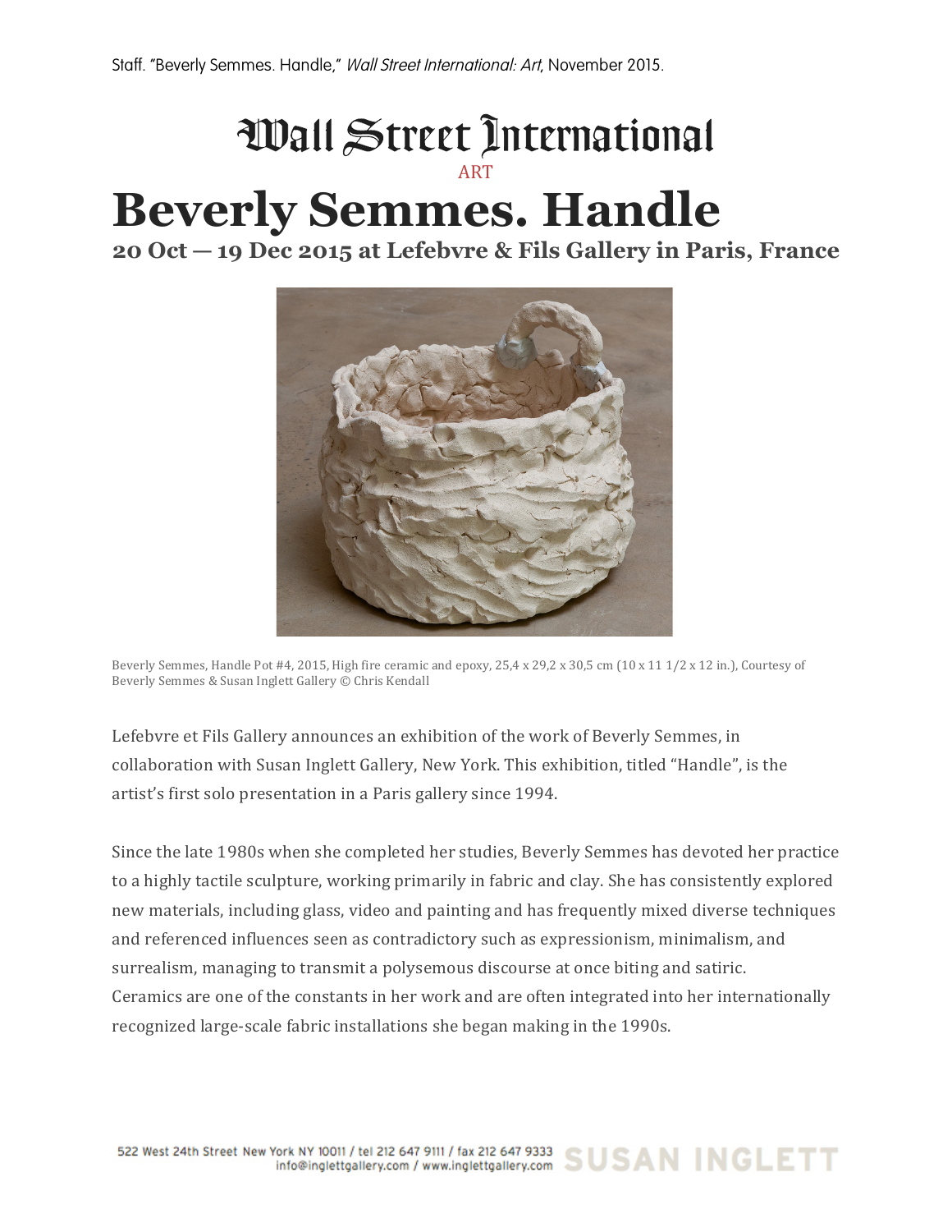Staff. "Beverly Semmes. Handle," *Wall Street International: Art*, November 2015.

Wall Street International

ART

# Beverly Semmes. Handle

## 20 Oct — 19 Dec 2015 at Lefebvre & Fils Gallery in Paris, France

Beverly Semmes, Handle Pot #4, 2015, High fire ceramic and epoxy, 25,4 x 29,2 x 30,5 cm (10 x 11 1/2 x 12 in.), Courtesy of Beverly Semmes & Susan Inglett Gallery © Chris Kendall

Lefebvre et Fils Gallery announces an exhibition of the work of Beverly Semmes, in collaboration with Susan Inglett Gallery, New York. This exhibition, titled "Handle", is the artist's first solo presentation in a Paris gallery since 1994.

Since the late 1980s when she completed her studies, Beverly Semmes has devoted her practice to a highly tactile sculpture, working primarily in fabric and clay. She has consistently explored new materials, including glass, video and painting and has frequently mixed diverse techniques and referenced influences seen as contradictory such as expressionism, minimalism, and surrealism, managing to transmit a polysemous discourse at once biting and satiric. Ceramics are one of the constants in her work and are often integrated into her internationally recognized large-scale fabric installations she began making in the 1990s.

522 West 24th Street New York NY 10011 / tel 212 647 9111 / fax 212 647 9333
info@inglettgallery.com / www.inglettgallery.com SUSAN INGLETT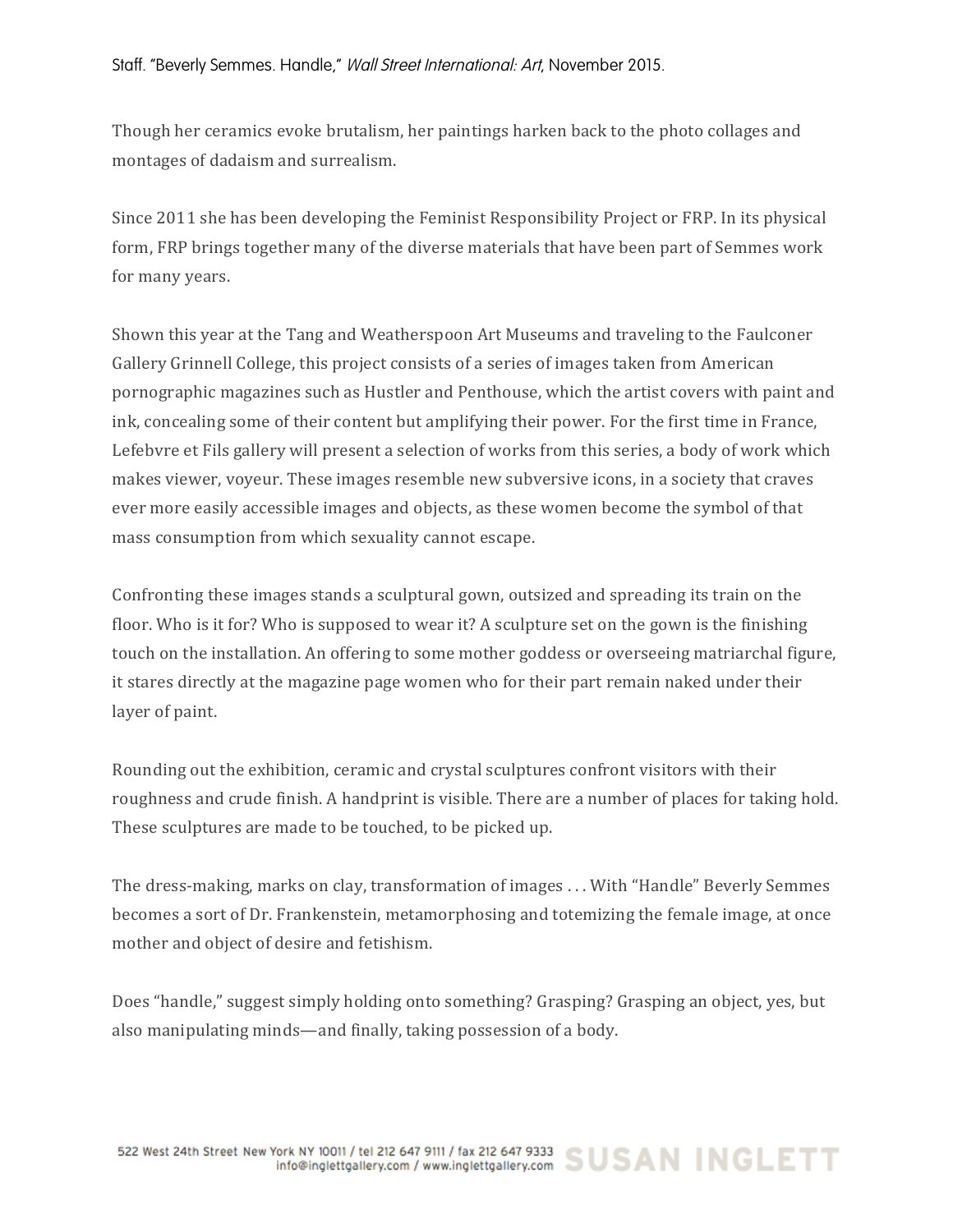Though her ceramics evoke brutalism, her paintings harken back to the photo collages and montages of dadaism and surrealism.

Since 2011 she has been developing the Feminist Responsibility Project or FRP. In its physical form, FRP brings together many of the diverse materials that have been part of Semmes work for many years.

Shown this year at the Tang and Weatherspoon Art Museums and traveling to the Faulconer Gallery Grinnell College, this project consists of a series of images taken from American pornographic magazines such as Hustler and Penthouse, which the artist covers with paint and ink, concealing some of their content but amplifying their power. For the first time in France, Lefebvre et Fils gallery will present a selection of works from this series, a body of work which makes viewer, voyeur. These images resemble new subversive icons, in a society that craves ever more easily accessible images and objects, as these women become the symbol of that mass consumption from which sexuality cannot escape.

Confronting these images stands a sculptural gown, outsized and spreading its train on the floor. Who is it for? Who is supposed to wear it? A sculpture set on the gown is the finishing touch on the installation. An offering to some mother goddess or overseeing matriarchal figure, it stares directly at the magazine page women who for their part remain naked under their layer of paint.

Rounding out the exhibition, ceramic and crystal sculptures confront visitors with their roughness and crude finish. A handprint is visible. There are a number of places for taking hold. These sculptures are made to be touched, to be picked up.

The dress-making, marks on clay, transformation of images . . . With "Handle" Beverly Semmes becomes a sort of Dr. Frankenstein, metamorphosing and totemizing the female image, at once mother and object of desire and fetishism.

Does "handle," suggest simply holding onto something? Grasping? Grasping an object, yes, but also manipulating minds—and finally, taking possession of a body.